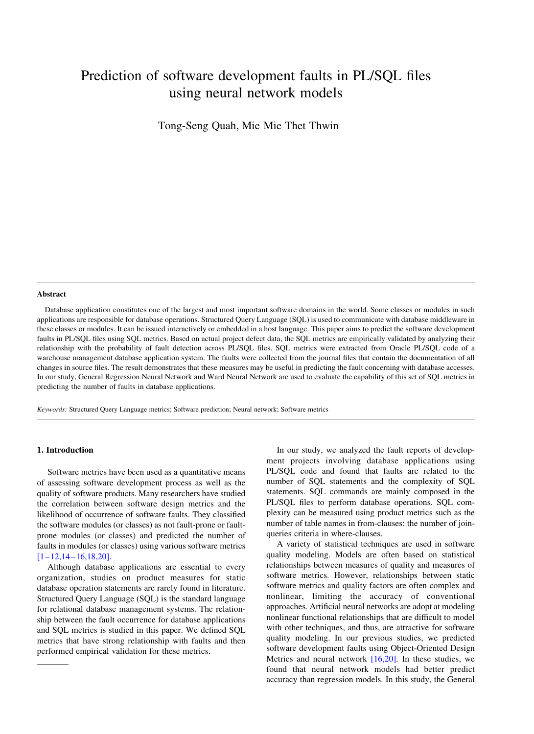# Prediction of software development faults in PL/SQL files using neural network models

Tong-Seng Quah, Mie Mie Thet Thwin

---

**Abstract**

Database application constitutes one of the largest and most important software domains in the world. Some classes or modules in such applications are responsible for database operations. Structured Query Language (SQL) is used to communicate with database middleware in these classes or modules. It can be issued interactively or embedded in a host language. This paper aims to predict the software development faults in PL/SQL files using SQL metrics. Based on actual project defect data, the SQL metrics are empirically validated by analyzing their relationship with the probability of fault detection across PL/SQL files. SQL metrics were extracted from Oracle PL/SQL code of a warehouse management database application system. The faults were collected from the journal files that contain the documentation of all changes in source files. The result demonstrates that these measures may be useful in predicting the fault concerning with database accesses. In our study, General Regression Neural Network and Ward Neural Network are used to evaluate the capability of this set of SQL metrics in predicting the number of faults in database applications.

*Keywords:* Structured Query Language metrics; Software prediction; Neural network; Software metrics

---

## 1. Introduction

Software metrics have been used as a quantitative means of assessing software development process as well as the quality of software products. Many researchers have studied the correlation between software design metrics and the likelihood of occurrence of software faults. They classified the software modules (or classes) as not fault-prone or fault-prone modules (or classes) and predicted the number of faults in modules (or classes) using various software metrics [1–12,14–16,18,20].

Although database applications are essential to every organization, studies on product measures for static database operation statements are rarely found in literature. Structured Query Language (SQL) is the standard language for relational database management systems. The relationship between the fault occurrence for database applications and SQL metrics is studied in this paper. We defined SQL metrics that have strong relationship with faults and then performed empirical validation for these metrics.

In our study, we analyzed the fault reports of development projects involving database applications using PL/SQL code and found that faults are related to the number of SQL statements and the complexity of SQL statements. SQL commands are mainly composed in the PL/SQL files to perform database operations. SQL complexity can be measured using product metrics such as the number of table names in from-clauses: the number of join-queries criteria in where-clauses.

A variety of statistical techniques are used in software quality modeling. Models are often based on statistical relationships between measures of quality and measures of software metrics. However, relationships between static software metrics and quality factors are often complex and nonlinear, limiting the accuracy of conventional approaches. Artificial neural networks are adopt at modeling nonlinear functional relationships that are difficult to model with other techniques, and thus, are attractive for software quality modeling. In our previous studies, we predicted software development faults using Object-Oriented Design Metrics and neural network [16,20]. In these studies, we found that neural network models had better predict accuracy than regression models. In this study, the General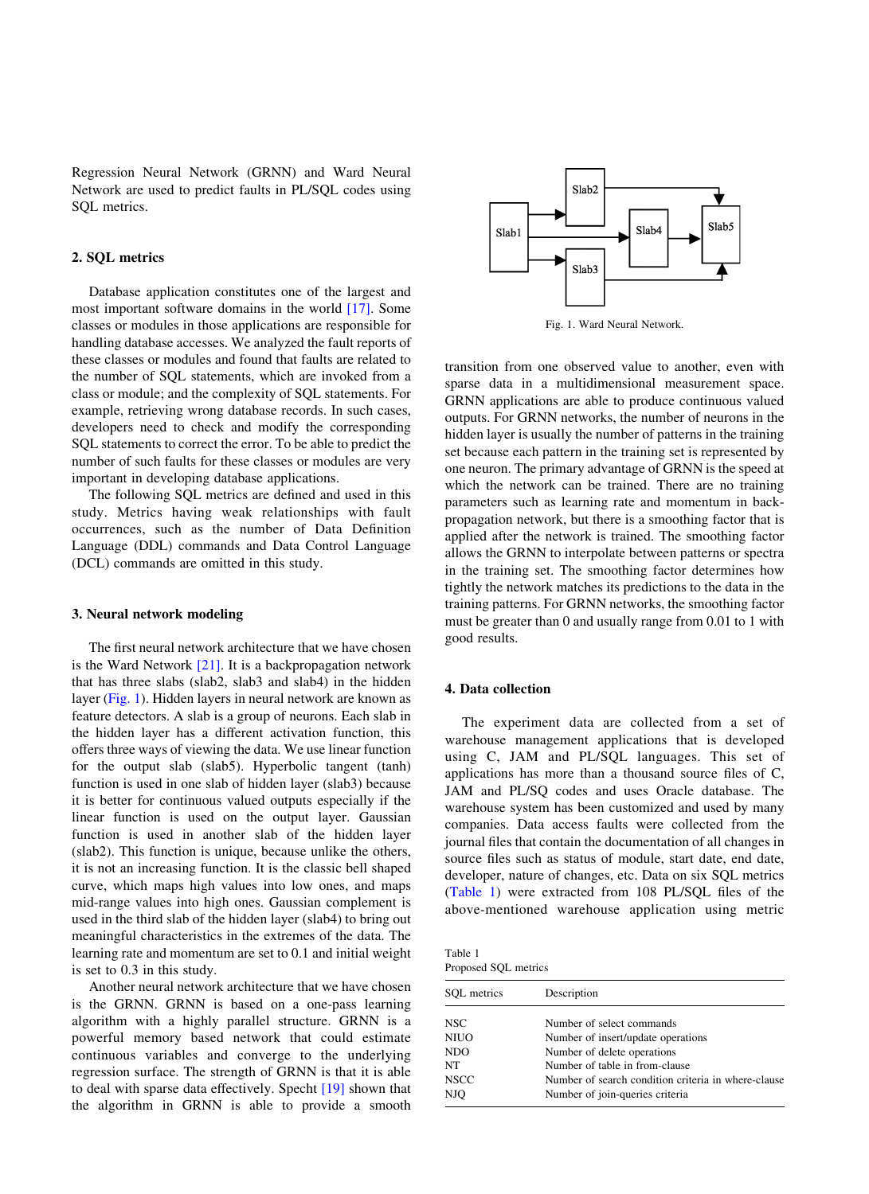Regression Neural Network (GRNN) and Ward Neural Network are used to predict faults in PL/SQL codes using SQL metrics.

## 2. SQL metrics

Database application constitutes one of the largest and most important software domains in the world [17]. Some classes or modules in those applications are responsible for handling database accesses. We analyzed the fault reports of these classes or modules and found that faults are related to the number of SQL statements, which are invoked from a class or module; and the complexity of SQL statements. For example, retrieving wrong database records. In such cases, developers need to check and modify the corresponding SQL statements to correct the error. To be able to predict the number of such faults for these classes or modules are very important in developing database applications.

The following SQL metrics are defined and used in this study. Metrics having weak relationships with fault occurrences, such as the number of Data Definition Language (DDL) commands and Data Control Language (DCL) commands are omitted in this study.

## 3. Neural network modeling

The first neural network architecture that we have chosen is the Ward Network [21]. It is a backpropagation network that has three slabs (slab2, slab3 and slab4) in the hidden layer (Fig. 1). Hidden layers in neural network are known as feature detectors. A slab is a group of neurons. Each slab in the hidden layer has a different activation function, this offers three ways of viewing the data. We use linear function for the output slab (slab5). Hyperbolic tangent (tanh) function is used in one slab of hidden layer (slab3) because it is better for continuous valued outputs especially if the linear function is used on the output layer. Gaussian function is used in another slab of the hidden layer (slab2). This function is unique, because unlike the others, it is not an increasing function. It is the classic bell shaped curve, which maps high values into low ones, and maps mid-range values into high ones. Gaussian complement is used in the third slab of the hidden layer (slab4) to bring out meaningful characteristics in the extremes of the data. The learning rate and momentum are set to 0.1 and initial weight is set to 0.3 in this study.

Another neural network architecture that we have chosen is the GRNN. GRNN is based on a one-pass learning algorithm with a highly parallel structure. GRNN is a powerful memory based network that could estimate continuous variables and converge to the underlying regression surface. The strength of GRNN is that it is able to deal with sparse data effectively. Specht [19] shown that the algorithm in GRNN is able to provide a smooth transition from one observed value to another, even with sparse data in a multidimensional measurement space. GRNN applications are able to produce continuous valued outputs. For GRNN networks, the number of neurons in the hidden layer is usually the number of patterns in the training set because each pattern in the training set is represented by one neuron. The primary advantage of GRNN is the speed at which the network can be trained. There are no training parameters such as learning rate and momentum in back-propagation network, but there is a smoothing factor that is applied after the network is trained. The smoothing factor allows the GRNN to interpolate between patterns or spectra in the training set. The smoothing factor determines how tightly the network matches its predictions to the data in the training patterns. For GRNN networks, the smoothing factor must be greater than 0 and usually range from 0.01 to 1 with good results.

Slab1
Slab2
Slab3
Slab4
Slab5

Fig. 1. Ward Neural Network.

## 4. Data collection

The experiment data are collected from a set of warehouse management applications that is developed using C, JAM and PL/SQL languages. This set of applications has more than a thousand source files of C, JAM and PL/SQ codes and uses Oracle database. The warehouse system has been customized and used by many companies. Data access faults were collected from the journal files that contain the documentation of all changes in source files such as status of module, start date, end date, developer, nature of changes, etc. Data on six SQL metrics (Table 1) were extracted from 108 PL/SQL files of the above-mentioned warehouse application using metric

Table 1
Proposed SQL metrics

| SQL metrics | Description |
|---|---|
| NSC | Number of select commands |
| NIUO | Number of insert/update operations |
| NDO | Number of delete operations |
| NT | Number of table in from-clause |
| NSCC | Number of search condition criteria in where-clause |
| NJQ | Number of join-queries criteria |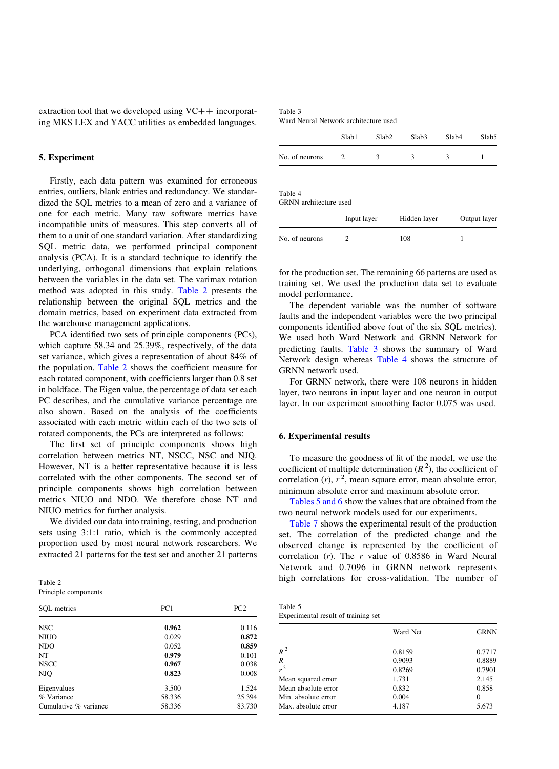extraction tool that we developed using VC++ incorporating MKS LEX and YACC utilities as embedded languages.

## 5. Experiment

Firstly, each data pattern was examined for erroneous entries, outliers, blank entries and redundancy. We standardized the SQL metrics to a mean of zero and a variance of one for each metric. Many raw software metrics have incompatible units of measures. This step converts all of them to a unit of one standard variation. After standardizing SQL metric data, we performed principal component analysis (PCA). It is a standard technique to identify the underlying, orthogonal dimensions that explain relations between the variables in the data set. The varimax rotation method was adopted in this study. Table 2 presents the relationship between the original SQL metrics and the domain metrics, based on experiment data extracted from the warehouse management applications.

PCA identified two sets of principle components (PCs), which capture 58.34 and 25.39%, respectively, of the data set variance, which gives a representation of about 84% of the population. Table 2 shows the coefficient measure for each rotated component, with coefficients larger than 0.8 set in boldface. The Eigen value, the percentage of data set each PC describes, and the cumulative variance percentage are also shown. Based on the analysis of the coefficients associated with each metric within each of the two sets of rotated components, the PCs are interpreted as follows:

The first set of principle components shows high correlation between metrics NT, NSCC, NSC and NJQ. However, NT is a better representative because it is less correlated with the other components. The second set of principle components shows high correlation between metrics NIUO and NDO. We therefore chose NT and NIUO metrics for further analysis.

We divided our data into training, testing, and production sets using 3:1:1 ratio, which is the commonly accepted proportion used by most neural network researchers. We extracted 21 patterns for the test set and another 21 patterns for the production set. The remaining 66 patterns are used as training set. We used the production data set to evaluate model performance.

The dependent variable was the number of software faults and the independent variables were the two principal components identified above (out of the six SQL metrics). We used both Ward Network and GRNN Network for predicting faults. Table 3 shows the summary of Ward Network design whereas Table 4 shows the structure of GRNN network used.

For GRNN network, there were 108 neurons in hidden layer, two neurons in input layer and one neuron in output layer. In our experiment smoothing factor 0.075 was used.

Table 2
Principle components

| SQL metrics | PC1 | PC2 |
|---|---|---|
| NSC | **0.962** | 0.116 |
| NIUO | 0.029 | **0.872** |
| NDO | 0.052 | **0.859** |
| NT | **0.979** | 0.101 |
| NSCC | **0.967** | −0.038 |
| NJQ | **0.823** | 0.008 |
| Eigenvalues | 3.500 | 1.524 |
| % Variance | 58.336 | 25.394 |
| Cumulative % variance | 58.336 | 83.730 |

Table 3
Ward Neural Network architecture used

| | Slab1 | Slab2 | Slab3 | Slab4 | Slab5 |
|---|---|---|---|---|---|
| No. of neurons | 2 | 3 | 3 | 3 | 1 |

Table 4
GRNN architecture used

| | Input layer | Hidden layer | Output layer |
|---|---|---|---|
| No. of neurons | 2 | 108 | 1 |

## 6. Experimental results

To measure the goodness of fit of the model, we use the coefficient of multiple determination ($R^2$), the coefficient of correlation ($r$), $r^2$, mean square error, mean absolute error, minimum absolute error and maximum absolute error.

Tables 5 and 6 show the values that are obtained from the two neural network models used for our experiments.

Table 7 shows the experimental result of the production set. The correlation of the predicted change and the observed change is represented by the coefficient of correlation ($r$). The $r$ value of 0.8586 in Ward Neural Network and 0.7096 in GRNN network represents high correlations for cross-validation. The number of

Table 5
Experimental result of training set

| | Ward Net | GRNN |
|---|---|---|
| $R^2$ | 0.8159 | 0.7717 |
| $R$ | 0.9093 | 0.8889 |
| $r^2$ | 0.8269 | 0.7901 |
| Mean squared error | 1.731 | 2.145 |
| Mean absolute error | 0.832 | 0.858 |
| Min. absolute error | 0.004 | 0 |
| Max. absolute error | 4.187 | 5.673 |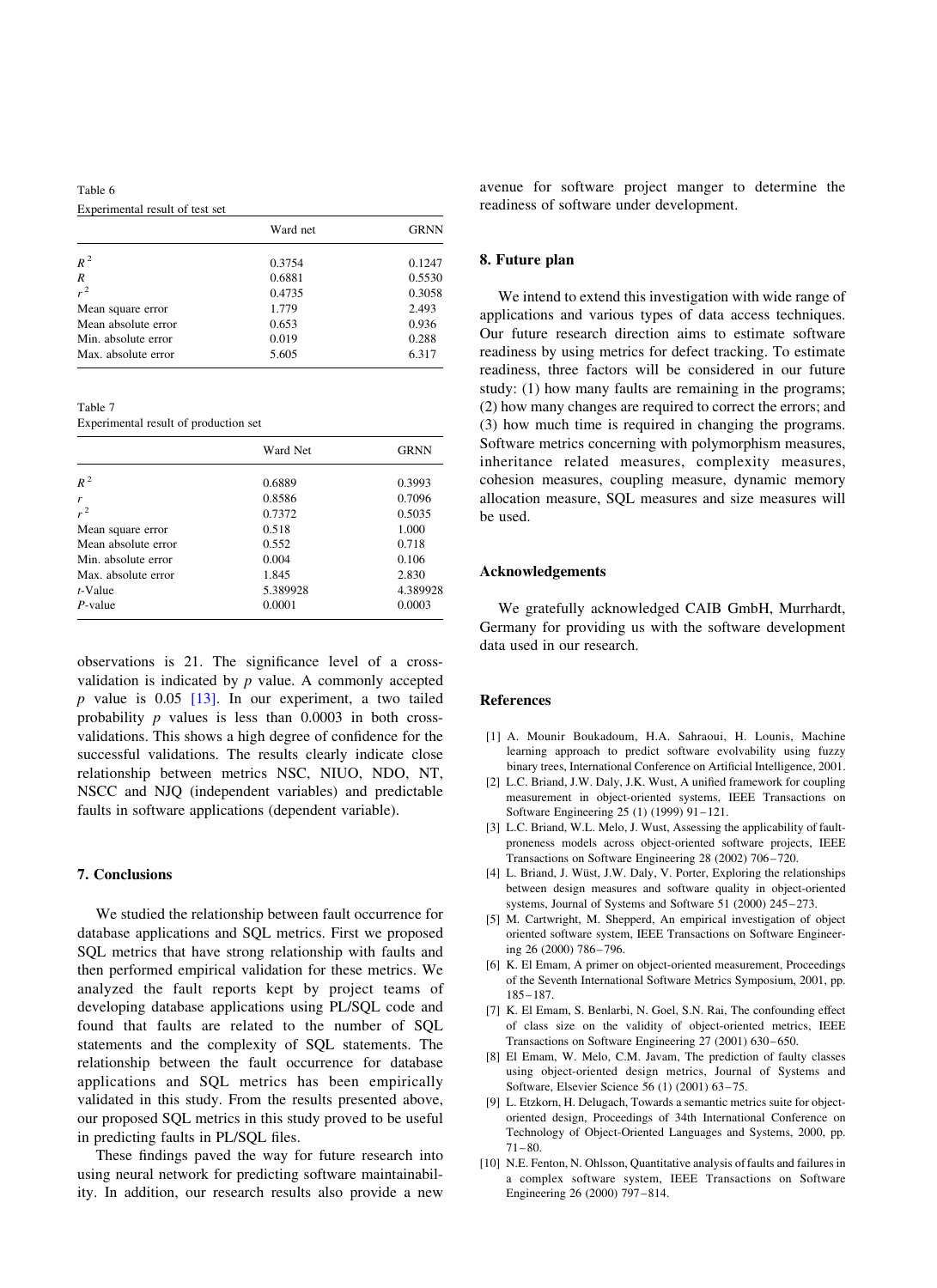Table 6

Experimental result of test set

| | Ward net | GRNN |
|---|---|---|
| $R^2$ | 0.3754 | 0.1247 |
| $R$ | 0.6881 | 0.5530 |
| $r^2$ | 0.4735 | 0.3058 |
| Mean square error | 1.779 | 2.493 |
| Mean absolute error | 0.653 | 0.936 |
| Min. absolute error | 0.019 | 0.288 |
| Max. absolute error | 5.605 | 6.317 |

Table 7

Experimental result of production set

| | Ward Net | GRNN |
|---|---|---|
| $R^2$ | 0.6889 | 0.3993 |
| $r$ | 0.8586 | 0.7096 |
| $r^2$ | 0.7372 | 0.5035 |
| Mean square error | 0.518 | 1.000 |
| Mean absolute error | 0.552 | 0.718 |
| Min. absolute error | 0.004 | 0.106 |
| Max. absolute error | 1.845 | 2.830 |
| $t$-Value | 5.389928 | 4.389928 |
| $P$-value | 0.0001 | 0.0003 |

observations is 21. The significance level of a cross-validation is indicated by $p$ value. A commonly accepted $p$ value is 0.05 [13]. In our experiment, a two tailed probability $p$ values is less than 0.0003 in both cross-validations. This shows a high degree of confidence for the successful validations. The results clearly indicate close relationship between metrics NSC, NIUO, NDO, NT, NSCC and NJQ (independent variables) and predictable faults in software applications (dependent variable).

## 7. Conclusions

We studied the relationship between fault occurrence for database applications and SQL metrics. First we proposed SQL metrics that have strong relationship with faults and then performed empirical validation for these metrics. We analyzed the fault reports kept by project teams of developing database applications using PL/SQL code and found that faults are related to the number of SQL statements and the complexity of SQL statements. The relationship between the fault occurrence for database applications and SQL metrics has been empirically validated in this study. From the results presented above, our proposed SQL metrics in this study proved to be useful in predicting faults in PL/SQL files.

These findings paved the way for future research into using neural network for predicting software maintainability. In addition, our research results also provide a new avenue for software project manger to determine the readiness of software under development.

## 8. Future plan

We intend to extend this investigation with wide range of applications and various types of data access techniques. Our future research direction aims to estimate software readiness by using metrics for defect tracking. To estimate readiness, three factors will be considered in our future study: (1) how many faults are remaining in the programs; (2) how many changes are required to correct the errors; and (3) how much time is required in changing the programs. Software metrics concerning with polymorphism measures, inheritance related measures, complexity measures, cohesion measures, coupling measure, dynamic memory allocation measure, SQL measures and size measures will be used.

## Acknowledgements

We gratefully acknowledged CAIB GmbH, Murrhardt, Germany for providing us with the software development data used in our research.

## References

[1] A. Mounir Boukadoum, H.A. Sahraoui, H. Lounis, Machine learning approach to predict software evolvability using fuzzy binary trees, International Conference on Artificial Intelligence, 2001.

[2] L.C. Briand, J.W. Daly, J.K. Wust, A unified framework for coupling measurement in object-oriented systems, IEEE Transactions on Software Engineering 25 (1) (1999) 91–121.

[3] L.C. Briand, W.L. Melo, J. Wust, Assessing the applicability of fault-proneness models across object-oriented software projects, IEEE Transactions on Software Engineering 28 (2002) 706–720.

[4] L. Briand, J. Wüst, J.W. Daly, V. Porter, Exploring the relationships between design measures and software quality in object-oriented systems, Journal of Systems and Software 51 (2000) 245–273.

[5] M. Cartwright, M. Shepperd, An empirical investigation of object oriented software system, IEEE Transactions on Software Engineering 26 (2000) 786–796.

[6] K. El Emam, A primer on object-oriented measurement, Proceedings of the Seventh International Software Metrics Symposium, 2001, pp. 185–187.

[7] K. El Emam, S. Benlarbi, N. Goel, S.N. Rai, The confounding effect of class size on the validity of object-oriented metrics, IEEE Transactions on Software Engineering 27 (2001) 630–650.

[8] El Emam, W. Melo, C.M. Javam, The prediction of faulty classes using object-oriented design metrics, Journal of Systems and Software, Elsevier Science 56 (1) (2001) 63–75.

[9] L. Etzkorn, H. Delugach, Towards a semantic metrics suite for object-oriented design, Proceedings of 34th International Conference on Technology of Object-Oriented Languages and Systems, 2000, pp. 71–80.

[10] N.E. Fenton, N. Ohlsson, Quantitative analysis of faults and failures in a complex software system, IEEE Transactions on Software Engineering 26 (2000) 797–814.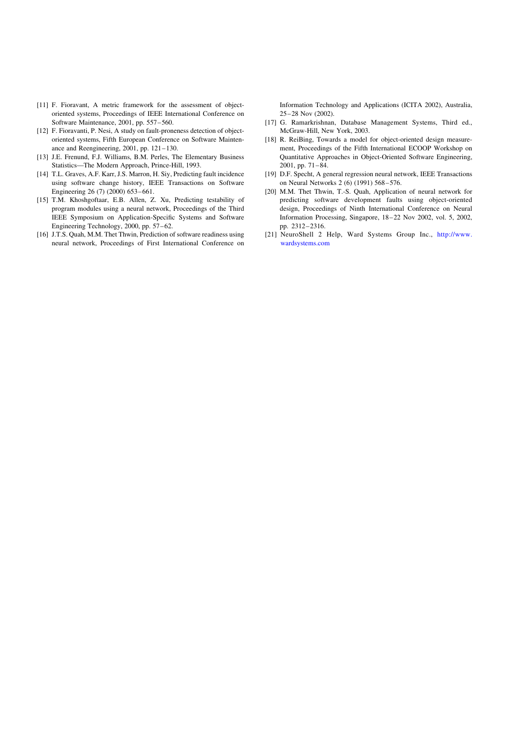[11] F. Fioravant, A metric framework for the assessment of object-oriented systems, Proceedings of IEEE International Conference on Software Maintenance, 2001, pp. 557–560.

[12] F. Fioravanti, P. Nesi, A study on fault-proneness detection of object-oriented systems, Fifth European Conference on Software Maintenance and Reengineering, 2001, pp. 121–130.

[13] J.E. Frenund, F.J. Williams, B.M. Perles, The Elementary Business Statistics—The Modern Approach, Prince-Hill, 1993.

[14] T.L. Graves, A.F. Karr, J.S. Marron, H. Siy, Predicting fault incidence using software change history, IEEE Transactions on Software Engineering 26 (7) (2000) 653–661.

[15] T.M. Khoshgoftaar, E.B. Allen, Z. Xu, Predicting testability of program modules using a neural network, Proceedings of the Third IEEE Symposium on Application-Specific Systems and Software Engineering Technology, 2000, pp. 57–62.

[16] J.T.S. Quah, M.M. Thet Thwin, Prediction of software readiness using neural network, Proceedings of First International Conference on Information Technology and Applications (ICITA 2002), Australia, 25–28 Nov (2002).

[17] G. Ramarkrishnan, Database Management Systems, Third ed., McGraw-Hill, New York, 2003.

[18] R. ReiBing, Towards a model for object-oriented design measurement, Proceedings of the Fifth International ECOOP Workshop on Quantitative Approaches in Object-Oriented Software Engineering, 2001, pp. 71–84.

[19] D.F. Specht, A general regression neural network, IEEE Transactions on Neural Networks 2 (6) (1991) 568–576.

[20] M.M. Thet Thwin, T.-S. Quah, Application of neural network for predicting software development faults using object-oriented design, Proceedings of Ninth International Conference on Neural Information Processing, Singapore, 18–22 Nov 2002, vol. 5, 2002, pp. 2312–2316.

[21] NeuroShell 2 Help, Ward Systems Group Inc., http://www.wardsystems.com